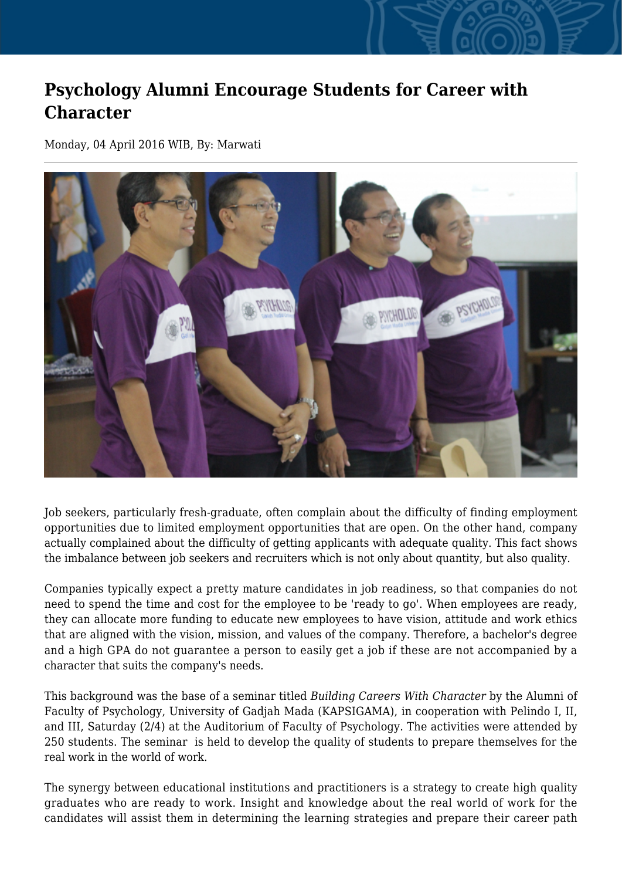# Psychology Alumni Encourage Students for Career with Character

Monday, 04 April 2016 WIB, By: Marwati

Job seekers, particularly fresh-graduate, often complain about the difficulty of finding employment opportunities due to limited employment opportunities that are open. On the other hand, company actually complained about the difficulty of getting applicants with adequate quality. This fact shows the imbalance between job seekers and recruiters which is not only about quantity, but also quality.

Companies typically expect a pretty mature candidates in job readiness, so that companies do not need to spend the time and cost for the employee to be 'ready to go'. When employees are ready, they can allocate more funding to educate new employees to have vision, attitude and work ethics that are aligned with the vision, mission, and values of the company. Therefore, a bachelor's degree and a high GPA do not guarantee a person to easily get a job if these are not accompanied by a character that suits the company's needs.

This background was the base of a seminar titled *Building Careers With Character* by the Alumni of Faculty of Psychology, University of Gadjah Mada (KAPSIGAMA), in cooperation with Pelindo I, II, and III, Saturday (2/4) at the Auditorium of Faculty of Psychology. The activities were attended by 250 students. The seminar is held to develop the quality of students to prepare themselves for the real work in the world of work.

The synergy between educational institutions and practitioners is a strategy to create high quality graduates who are ready to work. Insight and knowledge about the real world of work for the candidates will assist them in determining the learning strategies and prepare their career path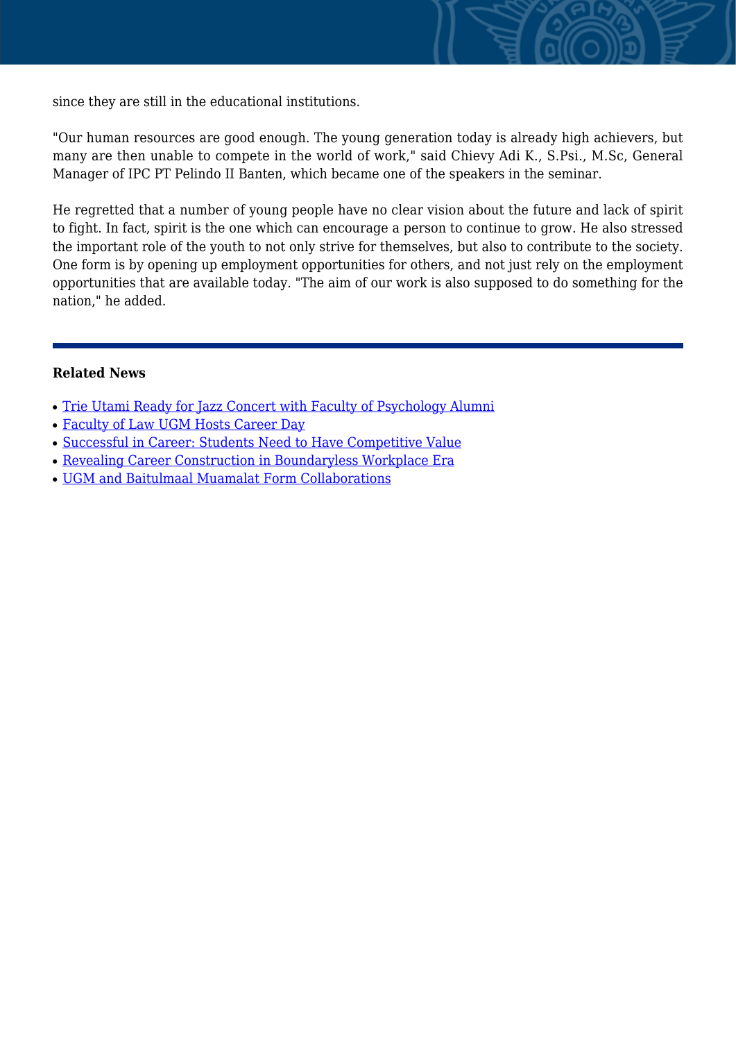since they are still in the educational institutions.

"Our human resources are good enough. The young generation today is already high achievers, but many are then unable to compete in the world of work," said Chievy Adi K., S.Psi., M.Sc, General Manager of IPC PT Pelindo II Banten, which became one of the speakers in the seminar.

He regretted that a number of young people have no clear vision about the future and lack of spirit to fight. In fact, spirit is the one which can encourage a person to continue to grow. He also stressed the important role of the youth to not only strive for themselves, but also to contribute to the society. One form is by opening up employment opportunities for others, and not just rely on the employment opportunities that are available today. "The aim of our work is also supposed to do something for the nation," he added.

---

**Related News**

- Trie Utami Ready for Jazz Concert with Faculty of Psychology Alumni
- Faculty of Law UGM Hosts Career Day
- Successful in Career: Students Need to Have Competitive Value
- Revealing Career Construction in Boundaryless Workplace Era
- UGM and Baitulmaal Muamalat Form Collaborations